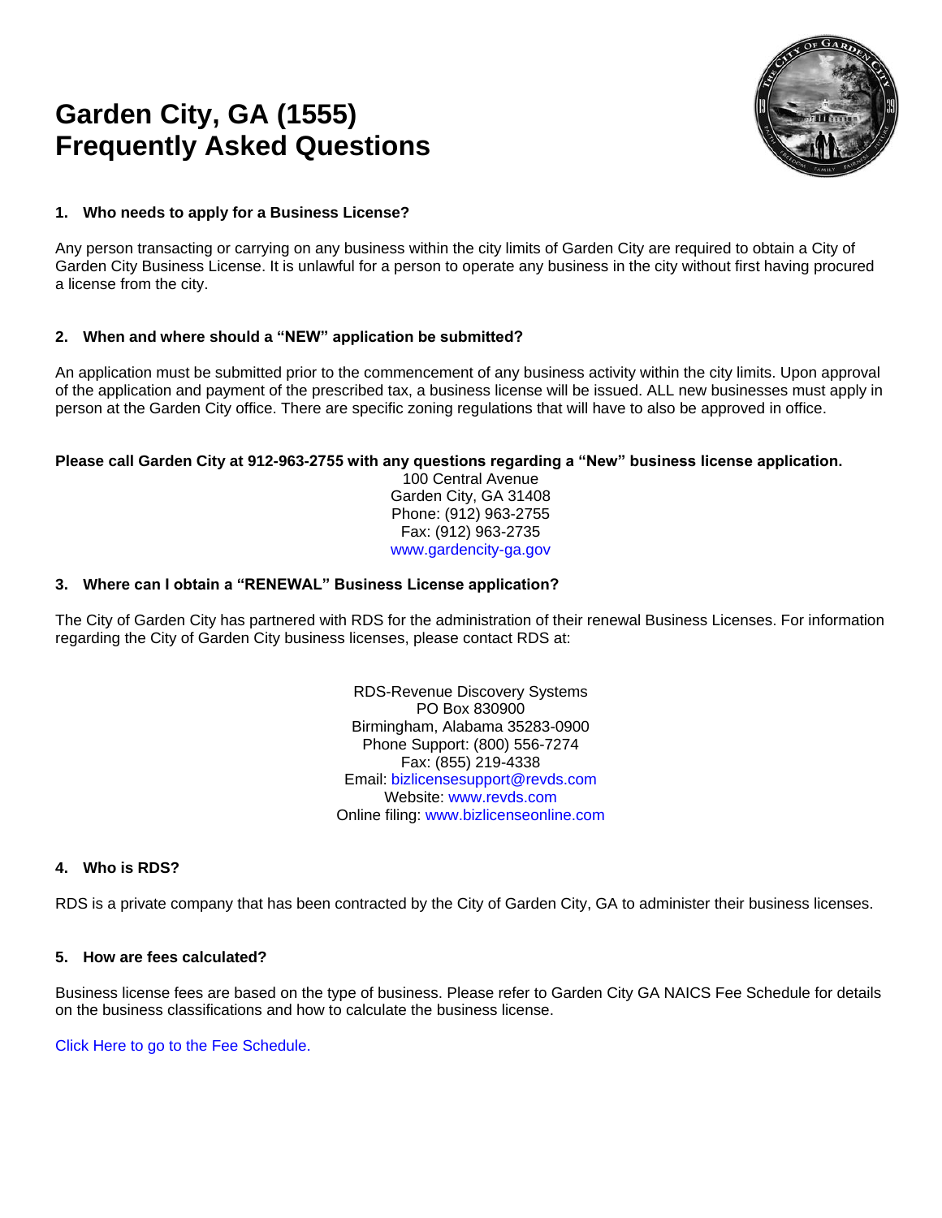# Garden City, GA (1555)
# Frequently Asked Questions

### 1. Who needs to apply for a Business License?

Any person transacting or carrying on any business within the city limits of Garden City are required to obtain a City of Garden City Business License. It is unlawful for a person to operate any business in the city without first having procured a license from the city.

### 2. When and where should a "NEW" application be submitted?

An application must be submitted prior to the commencement of any business activity within the city limits. Upon approval of the application and payment of the prescribed tax, a business license will be issued. ALL new businesses must apply in person at the Garden City office. There are specific zoning regulations that will have to also be approved in office.

**Please call Garden City at 912-963-2755 with any questions regarding a "New" business license application.**

100 Central Avenue
Garden City, GA 31408
Phone: (912) 963-2755
Fax: (912) 963-2735
www.gardencity-ga.gov

### 3. Where can I obtain a "RENEWAL" Business License application?

The City of Garden City has partnered with RDS for the administration of their renewal Business Licenses. For information regarding the City of Garden City business licenses, please contact RDS at:

RDS-Revenue Discovery Systems
PO Box 830900
Birmingham, Alabama 35283-0900
Phone Support: (800) 556-7274
Fax: (855) 219-4338
Email: bizlicensesupport@revds.com
Website: www.revds.com
Online filing: www.bizlicenseonline.com

### 4. Who is RDS?

RDS is a private company that has been contracted by the City of Garden City, GA to administer their business licenses.

### 5. How are fees calculated?

Business license fees are based on the type of business. Please refer to Garden City GA NAICS Fee Schedule for details on the business classifications and how to calculate the business license.

Click Here to go to the Fee Schedule.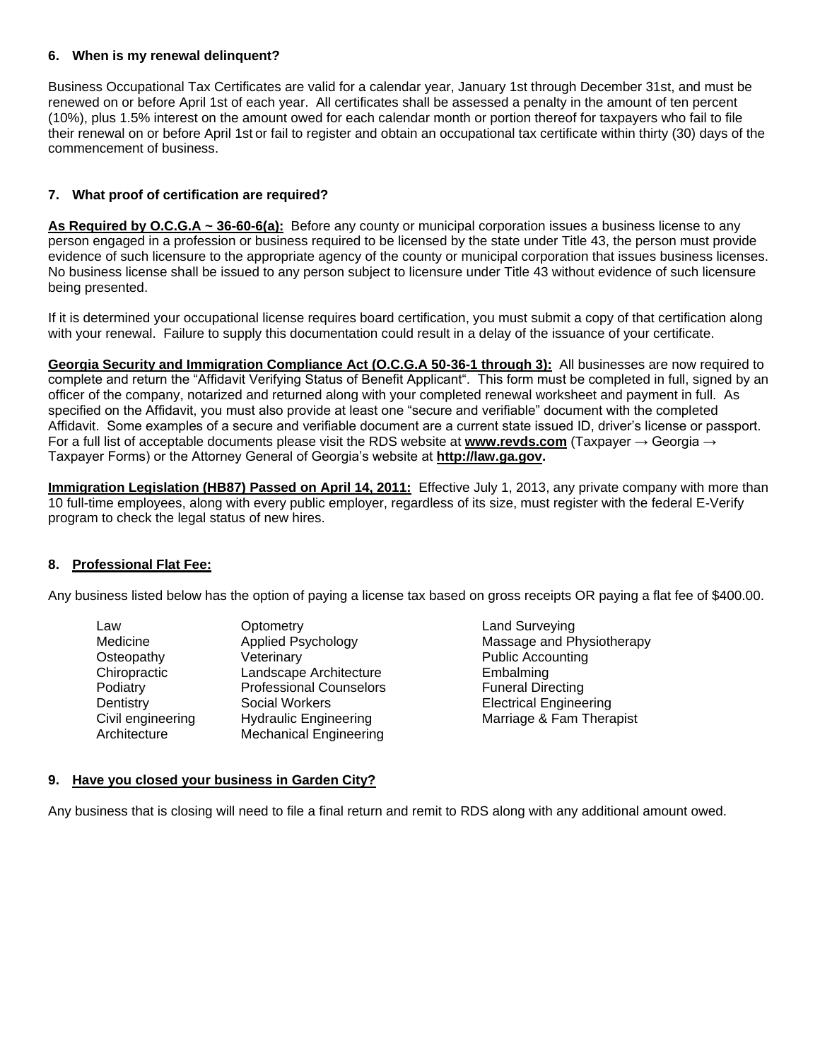**6. When is my renewal delinquent?**

Business Occupational Tax Certificates are valid for a calendar year, January 1st through December 31st, and must be renewed on or before April 1st of each year. All certificates shall be assessed a penalty in the amount of ten percent (10%), plus 1.5% interest on the amount owed for each calendar month or portion thereof for taxpayers who fail to file their renewal on or before April 1st or fail to register and obtain an occupational tax certificate within thirty (30) days of the commencement of business.

**7. What proof of certification are required?**

**As Required by O.C.G.A ~ 36-60-6(a):** Before any county or municipal corporation issues a business license to any person engaged in a profession or business required to be licensed by the state under Title 43, the person must provide evidence of such licensure to the appropriate agency of the county or municipal corporation that issues business licenses. No business license shall be issued to any person subject to licensure under Title 43 without evidence of such licensure being presented.

If it is determined your occupational license requires board certification, you must submit a copy of that certification along with your renewal. Failure to supply this documentation could result in a delay of the issuance of your certificate.

**Georgia Security and Immigration Compliance Act (O.C.G.A 50-36-1 through 3):** All businesses are now required to complete and return the "Affidavit Verifying Status of Benefit Applicant". This form must be completed in full, signed by an officer of the company, notarized and returned along with your completed renewal worksheet and payment in full. As specified on the Affidavit, you must also provide at least one "secure and verifiable" document with the completed Affidavit. Some examples of a secure and verifiable document are a current state issued ID, driver's license or passport. For a full list of acceptable documents please visit the RDS website at **www.revds.com** (Taxpayer → Georgia → Taxpayer Forms) or the Attorney General of Georgia's website at **http://law.ga.gov.**

**Immigration Legislation (HB87) Passed on April 14, 2011:** Effective July 1, 2013, any private company with more than 10 full-time employees, along with every public employer, regardless of its size, must register with the federal E-Verify program to check the legal status of new hires.

**8. Professional Flat Fee:**

Any business listed below has the option of paying a license tax based on gross receipts OR paying a flat fee of $400.00.

| | | |
|---|---|---|
| Law | Optometry | Land Surveying |
| Medicine | Applied Psychology | Massage and Physiotherapy |
| Osteopathy | Veterinary | Public Accounting |
| Chiropractic | Landscape Architecture | Embalming |
| Podiatry | Professional Counselors | Funeral Directing |
| Dentistry | Social Workers | Electrical Engineering |
| Civil engineering | Hydraulic Engineering | Marriage & Fam Therapist |
| Architecture | Mechanical Engineering | |

**9. Have you closed your business in Garden City?**

Any business that is closing will need to file a final return and remit to RDS along with any additional amount owed.